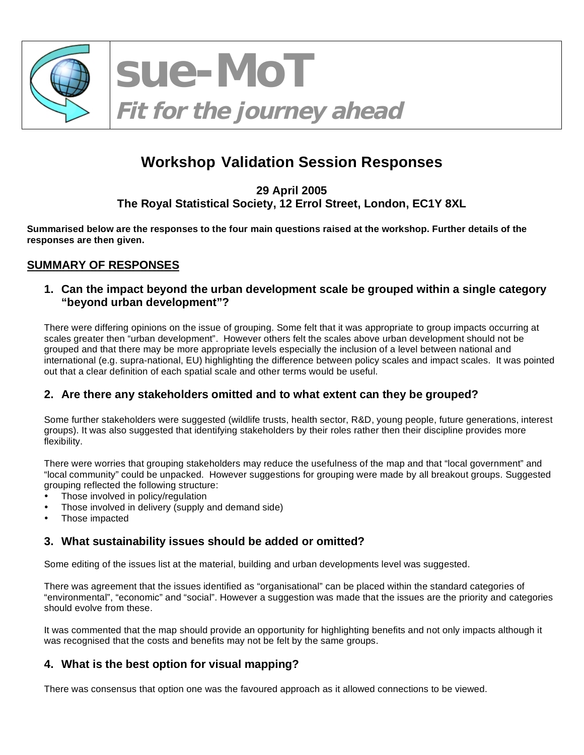# sue-MoT

***Fit for the journey ahead***

## Workshop Validation Session Responses

**29 April 2005**
**The Royal Statistical Society, 12 Errol Street, London, EC1Y 8XL**

**Summarised below are the responses to the four main questions raised at the workshop. Further details of the responses are then given.**

## SUMMARY OF RESPONSES

### 1. Can the impact beyond the urban development scale be grouped within a single category "beyond urban development"?

There were differing opinions on the issue of grouping. Some felt that it was appropriate to group impacts occurring at scales greater then "urban development". However others felt the scales above urban development should not be grouped and that there may be more appropriate levels especially the inclusion of a level between national and international (e.g. supra-national, EU) highlighting the difference between policy scales and impact scales. It was pointed out that a clear definition of each spatial scale and other terms would be useful.

### 2. Are there any stakeholders omitted and to what extent can they be grouped?

Some further stakeholders were suggested (wildlife trusts, health sector, R&D, young people, future generations, interest groups). It was also suggested that identifying stakeholders by their roles rather then their discipline provides more flexibility.

There were worries that grouping stakeholders may reduce the usefulness of the map and that "local government" and "local community" could be unpacked. However suggestions for grouping were made by all breakout groups. Suggested grouping reflected the following structure:

- Those involved in policy/regulation
- Those involved in delivery (supply and demand side)
- Those impacted

### 3. What sustainability issues should be added or omitted?

Some editing of the issues list at the material, building and urban developments level was suggested.

There was agreement that the issues identified as "organisational" can be placed within the standard categories of "environmental", "economic" and "social". However a suggestion was made that the issues are the priority and categories should evolve from these.

It was commented that the map should provide an opportunity for highlighting benefits and not only impacts although it was recognised that the costs and benefits may not be felt by the same groups.

### 4. What is the best option for visual mapping?

There was consensus that option one was the favoured approach as it allowed connections to be viewed.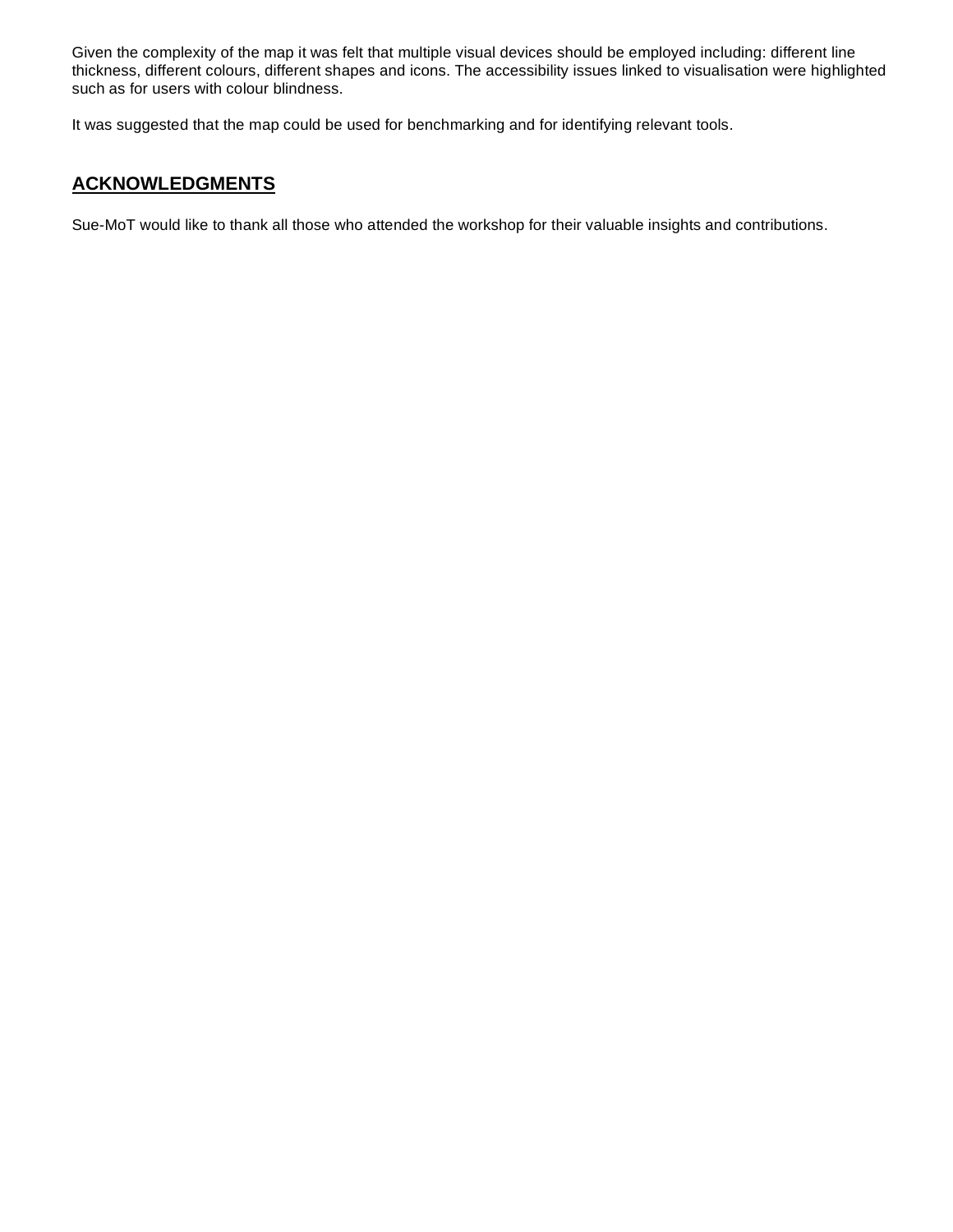Given the complexity of the map it was felt that multiple visual devices should be employed including: different line thickness, different colours, different shapes and icons. The accessibility issues linked to visualisation were highlighted such as for users with colour blindness.

It was suggested that the map could be used for benchmarking and for identifying relevant tools.

## ACKNOWLEDGMENTS

Sue-MoT would like to thank all those who attended the workshop for their valuable insights and contributions.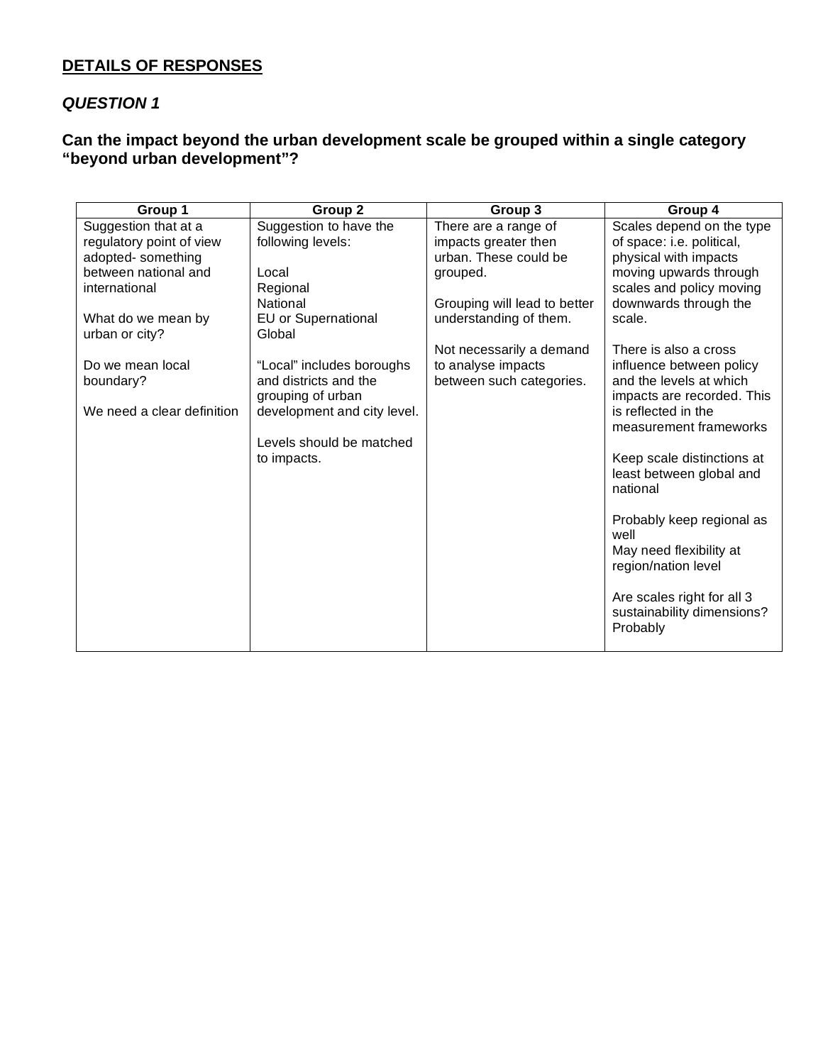## DETAILS OF RESPONSES

### *QUESTION 1*

### Can the impact beyond the urban development scale be grouped within a single category "beyond urban development"?

| Group 1 | Group 2 | Group 3 | Group 4 |
|---|---|---|---|
| Suggestion that at a regulatory point of view adopted- something between national and international<br><br>What do we mean by urban or city?<br><br>Do we mean local boundary?<br><br>We need a clear definition | Suggestion to have the following levels:<br><br>Local<br>Regional<br>National<br>EU or Supernational<br>Global<br><br>"Local" includes boroughs and districts and the grouping of urban development and city level.<br><br>Levels should be matched to impacts. | There are a range of impacts greater then urban. These could be grouped.<br><br>Grouping will lead to better understanding of them.<br><br>Not necessarily a demand to analyse impacts between such categories. | Scales depend on the type of space: i.e. political, physical with impacts moving upwards through scales and policy moving downwards through the scale.<br><br>There is also a cross influence between policy and the levels at which impacts are recorded. This is reflected in the measurement frameworks<br><br>Keep scale distinctions at least between global and national<br><br>Probably keep regional as well<br>May need flexibility at region/nation level<br><br>Are scales right for all 3 sustainability dimensions? Probably |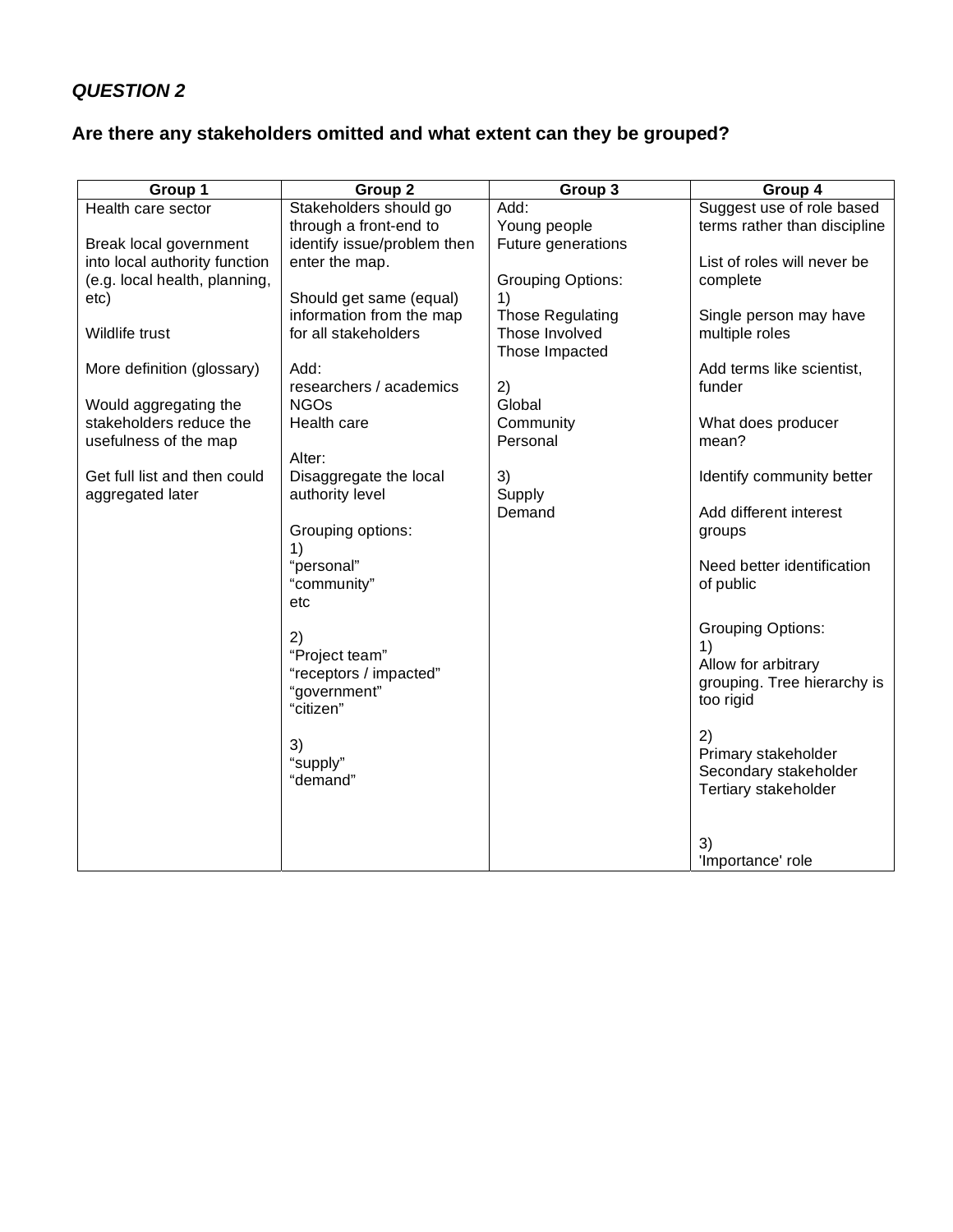***QUESTION 2***

**Are there any stakeholders omitted and what extent can they be grouped?**

| Group 1 | Group 2 | Group 3 | Group 4 |
|---|---|---|---|
| Health care sector<br><br>Break local government into local authority function (e.g. local health, planning, etc)<br><br>Wildlife trust<br><br>More definition (glossary)<br><br>Would aggregating the stakeholders reduce the usefulness of the map<br><br>Get full list and then could aggregated later | Stakeholders should go through a front-end to identify issue/problem then enter the map.<br><br>Should get same (equal) information from the map for all stakeholders<br><br>Add:<br>researchers / academics<br>NGOs<br>Health care<br><br>Alter:<br>Disaggregate the local authority level<br><br>Grouping options:<br>1)<br>“personal”<br>“community”<br>etc<br><br>2)<br>“Project team”<br>“receptors / impacted”<br>“government”<br>“citizen”<br><br>3)<br>“supply”<br>“demand” | Add:<br>Young people<br>Future generations<br><br>Grouping Options:<br>1)<br>Those Regulating<br>Those Involved<br>Those Impacted<br><br>2)<br>Global<br>Community<br>Personal<br><br>3)<br>Supply<br>Demand | Suggest use of role based terms rather than discipline<br><br>List of roles will never be complete<br><br>Single person may have multiple roles<br><br>Add terms like scientist, funder<br><br>What does producer mean?<br><br>Identify community better<br><br>Add different interest groups<br><br>Need better identification of public<br><br>Grouping Options:<br>1)<br>Allow for arbitrary grouping. Tree hierarchy is too rigid<br><br>2)<br>Primary stakeholder<br>Secondary stakeholder<br>Tertiary stakeholder<br><br>3)<br>'Importance' role |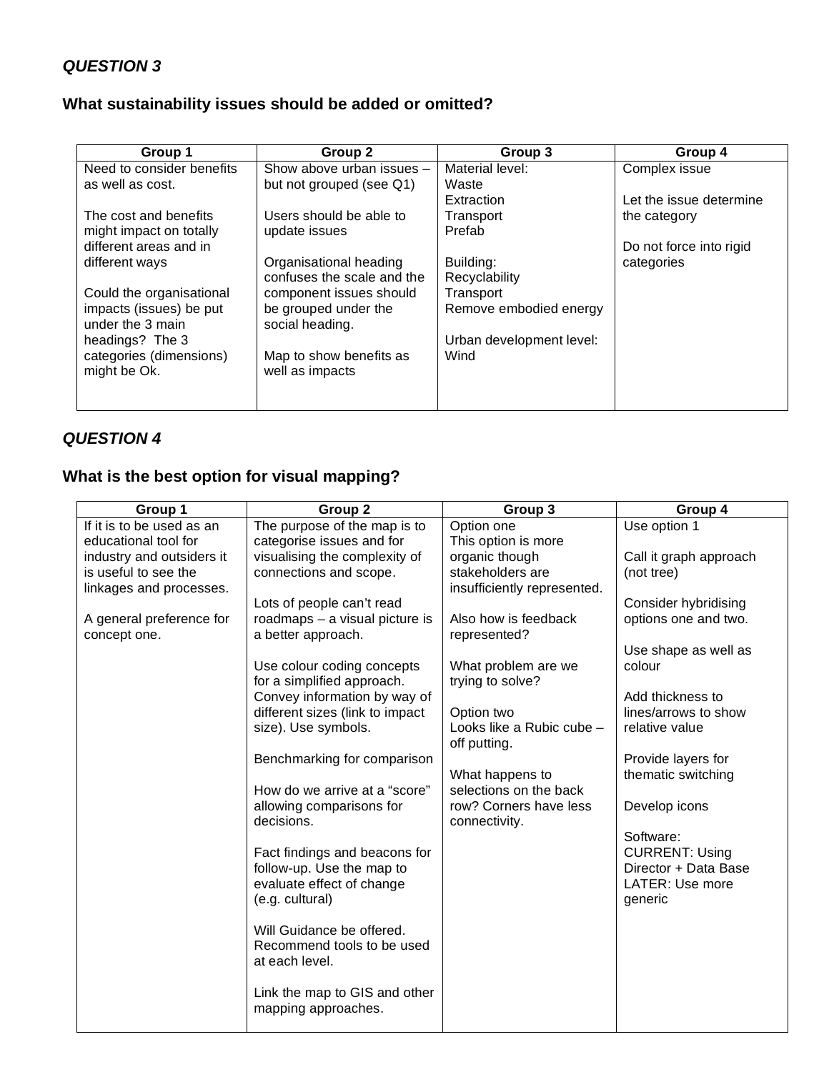## *QUESTION 3*

### What sustainability issues should be added or omitted?

| Group 1 | Group 2 | Group 3 | Group 4 |
|---|---|---|---|
| Need to consider benefits as well as cost.<br><br>The cost and benefits might impact on totally different areas and in different ways<br><br>Could the organisational impacts (issues) be put under the 3 main headings? The 3 categories (dimensions) might be Ok. | Show above urban issues – but not grouped (see Q1)<br><br>Users should be able to update issues<br><br>Organisational heading confuses the scale and the component issues should be grouped under the social heading.<br><br>Map to show benefits as well as impacts | Material level:<br>Waste<br>Extraction<br>Transport<br>Prefab<br><br>Building:<br>Recyclability<br>Transport<br>Remove embodied energy<br><br>Urban development level:<br>Wind | Complex issue<br><br>Let the issue determine the category<br><br>Do not force into rigid categories |

## *QUESTION 4*

### What is the best option for visual mapping?

| Group 1 | Group 2 | Group 3 | Group 4 |
|---|---|---|---|
| If it is to be used as an educational tool for industry and outsiders it is useful to see the linkages and processes.<br><br>A general preference for concept one. | The purpose of the map is to categorise issues and for visualising the complexity of connections and scope.<br><br>Lots of people can't read roadmaps – a visual picture is a better approach.<br><br>Use colour coding concepts for a simplified approach. Convey information by way of different sizes (link to impact size). Use symbols.<br><br>Benchmarking for comparison<br><br>How do we arrive at a "score" allowing comparisons for decisions.<br><br>Fact findings and beacons for follow-up. Use the map to evaluate effect of change (e.g. cultural)<br><br>Will Guidance be offered. Recommend tools to be used at each level.<br><br>Link the map to GIS and other mapping approaches. | Option one<br>This option is more organic though stakeholders are insufficiently represented.<br><br>Also how is feedback represented?<br><br>What problem are we trying to solve?<br><br>Option two<br>Looks like a Rubic cube – off putting.<br><br>What happens to selections on the back row? Corners have less connectivity. | Use option 1<br><br>Call it graph approach (not tree)<br><br>Consider hybridising options one and two.<br><br>Use shape as well as colour<br><br>Add thickness to lines/arrows to show relative value<br><br>Provide layers for thematic switching<br><br>Develop icons<br><br>Software:<br>CURRENT: Using Director + Data Base<br>LATER: Use more generic |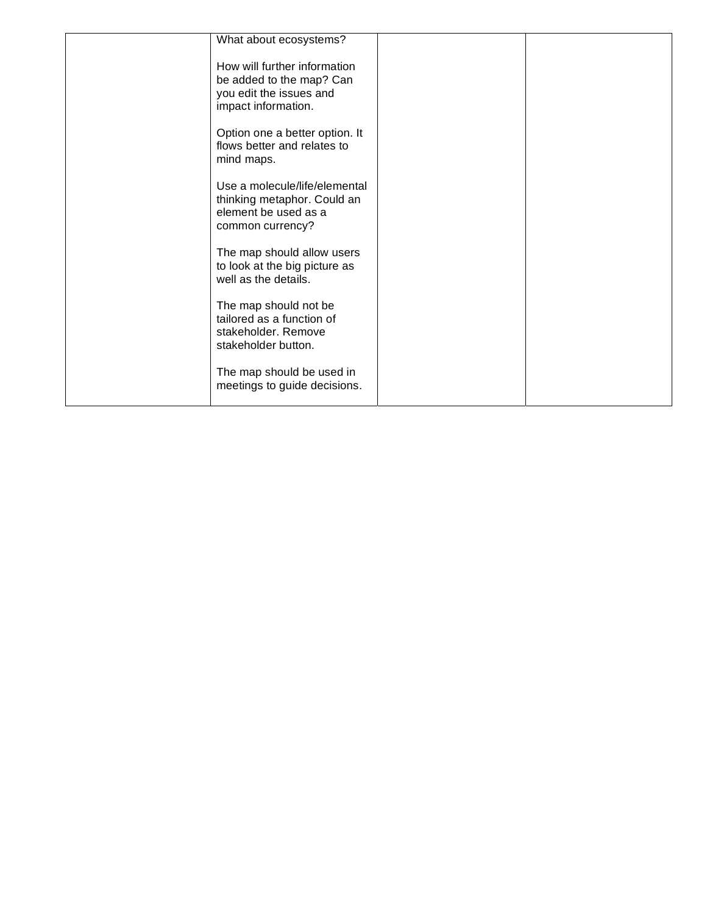| | | | |
|---|---|---|---|
| | What about ecosystems?<br><br>How will further information be added to the map? Can you edit the issues and impact information.<br><br>Option one a better option. It flows better and relates to mind maps.<br><br>Use a molecule/life/elemental thinking metaphor. Could an element be used as a common currency?<br><br>The map should allow users to look at the big picture as well as the details.<br><br>The map should not be tailored as a function of stakeholder. Remove stakeholder button.<br><br>The map should be used in meetings to guide decisions. | | |